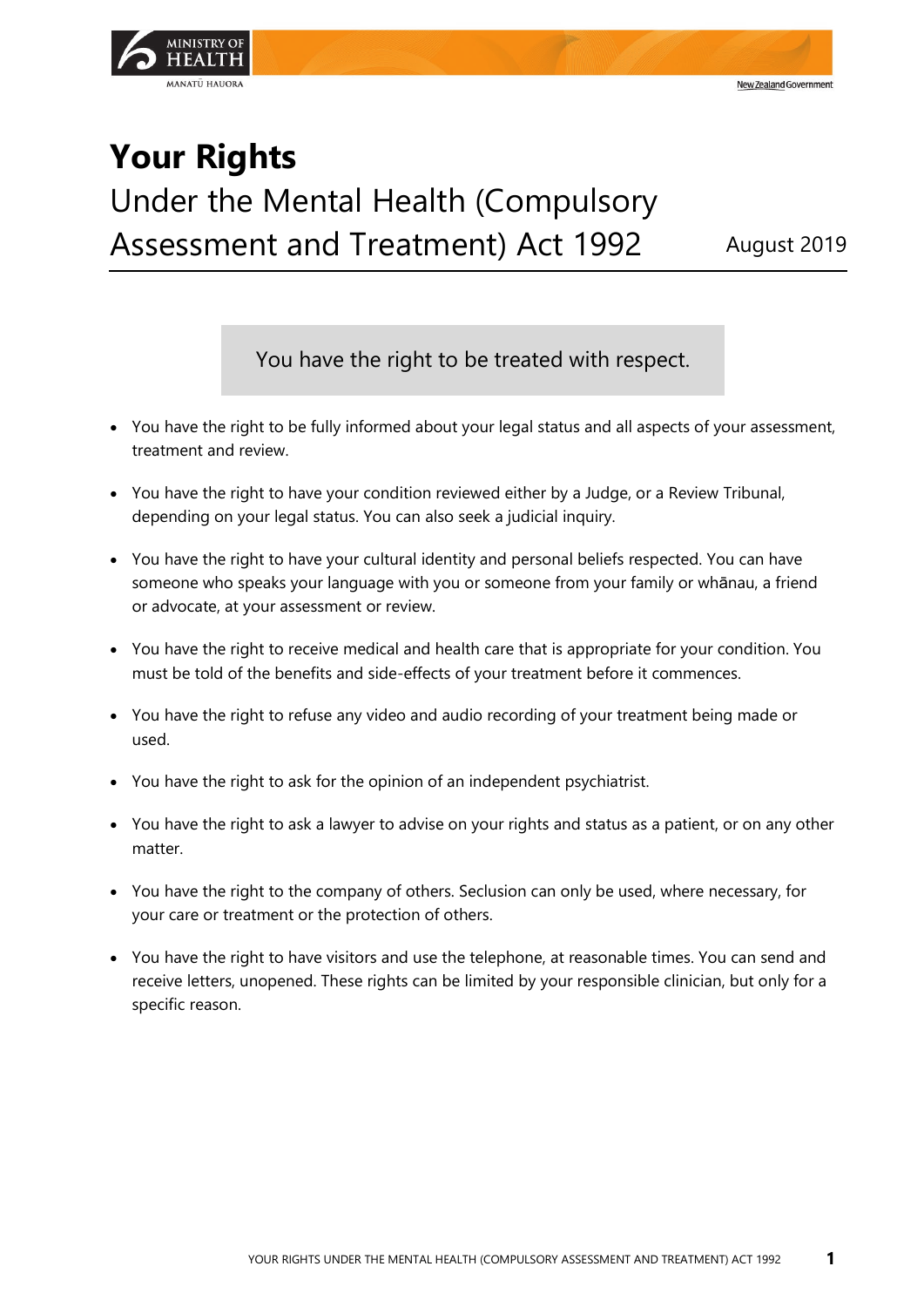# Your Rights

## Under the Mental Health (Compulsory Assessment and Treatment) Act 1992

August 2019

You have the right to be treated with respect.

- You have the right to be fully informed about your legal status and all aspects of your assessment, treatment and review.
- You have the right to have your condition reviewed either by a Judge, or a Review Tribunal, depending on your legal status. You can also seek a judicial inquiry.
- You have the right to have your cultural identity and personal beliefs respected. You can have someone who speaks your language with you or someone from your family or whānau, a friend or advocate, at your assessment or review.
- You have the right to receive medical and health care that is appropriate for your condition. You must be told of the benefits and side-effects of your treatment before it commences.
- You have the right to refuse any video and audio recording of your treatment being made or used.
- You have the right to ask for the opinion of an independent psychiatrist.
- You have the right to ask a lawyer to advise on your rights and status as a patient, or on any other matter.
- You have the right to the company of others. Seclusion can only be used, where necessary, for your care or treatment or the protection of others.
- You have the right to have visitors and use the telephone, at reasonable times. You can send and receive letters, unopened. These rights can be limited by your responsible clinician, but only for a specific reason.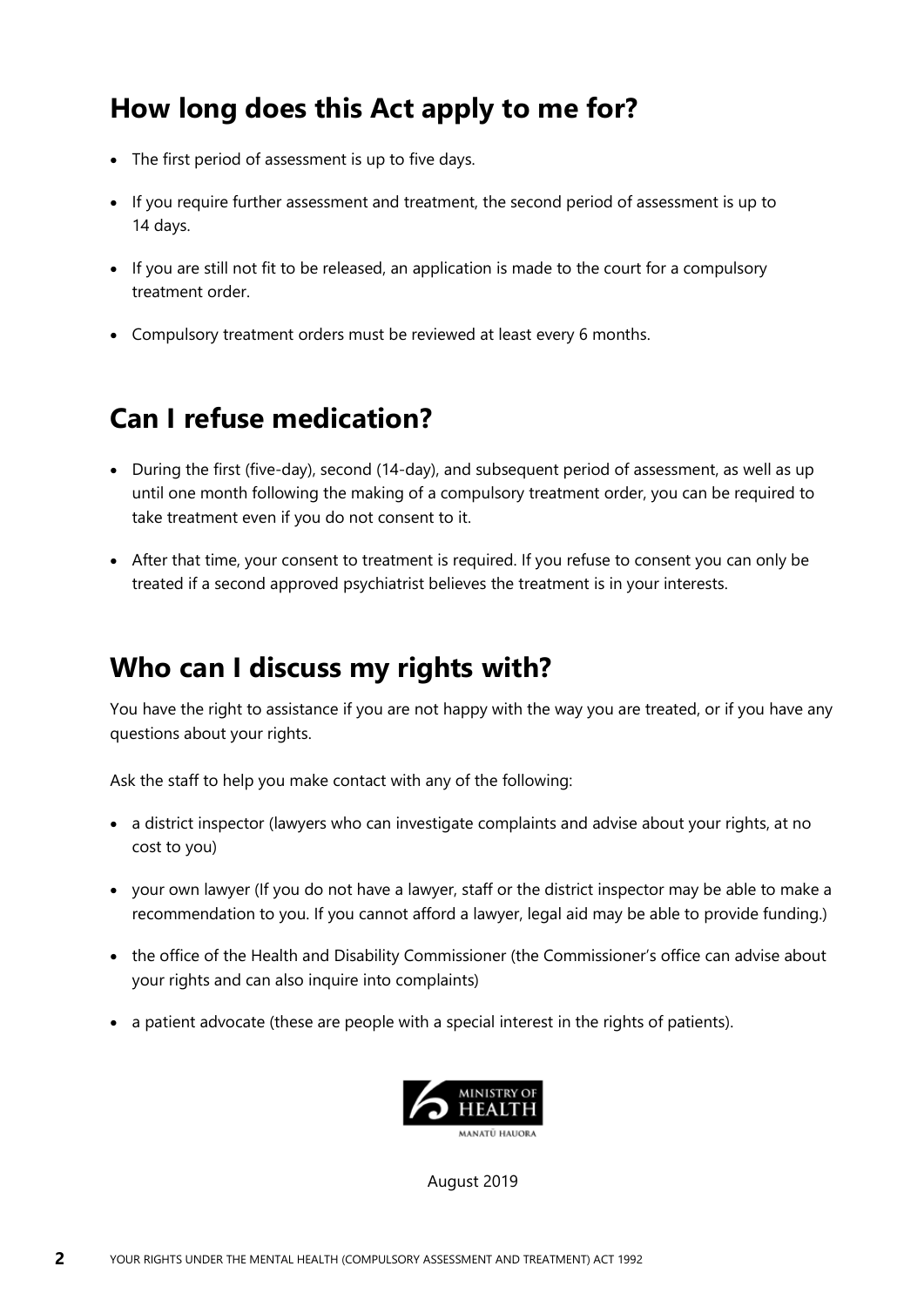## How long does this Act apply to me for?

- The first period of assessment is up to five days.
- If you require further assessment and treatment, the second period of assessment is up to 14 days.
- If you are still not fit to be released, an application is made to the court for a compulsory treatment order.
- Compulsory treatment orders must be reviewed at least every 6 months.

## Can I refuse medication?

- During the first (five-day), second (14-day), and subsequent period of assessment, as well as up until one month following the making of a compulsory treatment order, you can be required to take treatment even if you do not consent to it.
- After that time, your consent to treatment is required. If you refuse to consent you can only be treated if a second approved psychiatrist believes the treatment is in your interests.

## Who can I discuss my rights with?

You have the right to assistance if you are not happy with the way you are treated, or if you have any questions about your rights.

Ask the staff to help you make contact with any of the following:

- a district inspector (lawyers who can investigate complaints and advise about your rights, at no cost to you)
- your own lawyer (If you do not have a lawyer, staff or the district inspector may be able to make a recommendation to you. If you cannot afford a lawyer, legal aid may be able to provide funding.)
- the office of the Health and Disability Commissioner (the Commissioner's office can advise about your rights and can also inquire into complaints)
- a patient advocate (these are people with a special interest in the rights of patients).

MINISTRY OF HEALTH
MANATŪ HAUORA

August 2019